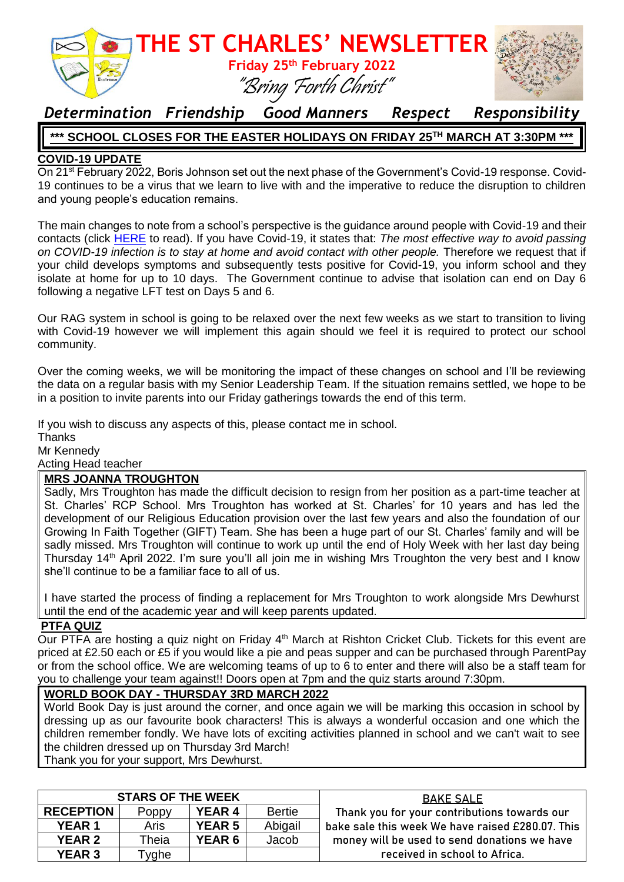# THE ST CHARLES' NEWSLETTER

**Friday 25th February 2022**

*"Bring Forth Christ"*

***Determination Friendship Good Manners Respect Responsibility***

**\*\*\* SCHOOL CLOSES FOR THE EASTER HOLIDAYS ON FRIDAY 25TH MARCH AT 3:30PM \*\*\***

## COVID-19 UPDATE

On 21st February 2022, Boris Johnson set out the next phase of the Government's Covid-19 response. Covid-19 continues to be a virus that we learn to live with and the imperative to reduce the disruption to children and young people's education remains.

The main changes to note from a school's perspective is the guidance around people with Covid-19 and their contacts (click HERE to read). If you have Covid-19, it states that: *The most effective way to avoid passing on COVID-19 infection is to stay at home and avoid contact with other people.* Therefore we request that if your child develops symptoms and subsequently tests positive for Covid-19, you inform school and they isolate at home for up to 10 days. The Government continue to advise that isolation can end on Day 6 following a negative LFT test on Days 5 and 6.

Our RAG system in school is going to be relaxed over the next few weeks as we start to transition to living with Covid-19 however we will implement this again should we feel it is required to protect our school community.

Over the coming weeks, we will be monitoring the impact of these changes on school and I'll be reviewing the data on a regular basis with my Senior Leadership Team. If the situation remains settled, we hope to be in a position to invite parents into our Friday gatherings towards the end of this term.

If you wish to discuss any aspects of this, please contact me in school.
Thanks
Mr Kennedy
Acting Head teacher

## MRS JOANNA TROUGHTON

Sadly, Mrs Troughton has made the difficult decision to resign from her position as a part-time teacher at St. Charles' RCP School. Mrs Troughton has worked at St. Charles' for 10 years and has led the development of our Religious Education provision over the last few years and also the foundation of our Growing In Faith Together (GIFT) Team. She has been a huge part of our St. Charles' family and will be sadly missed. Mrs Troughton will continue to work up until the end of Holy Week with her last day being Thursday 14th April 2022. I'm sure you'll all join me in wishing Mrs Troughton the very best and I know she'll continue to be a familiar face to all of us.

I have started the process of finding a replacement for Mrs Troughton to work alongside Mrs Dewhurst until the end of the academic year and will keep parents updated.

## PTFA QUIZ

Our PTFA are hosting a quiz night on Friday 4th March at Rishton Cricket Club. Tickets for this event are priced at £2.50 each or £5 if you would like a pie and peas supper and can be purchased through ParentPay or from the school office. We are welcoming teams of up to 6 to enter and there will also be a staff team for you to challenge your team against!! Doors open at 7pm and the quiz starts around 7:30pm.

## WORLD BOOK DAY - THURSDAY 3RD MARCH 2022

World Book Day is just around the corner, and once again we will be marking this occasion in school by dressing up as our favourite book characters! This is always a wonderful occasion and one which the children remember fondly. We have lots of exciting activities planned in school and we can't wait to see the children dressed up on Thursday 3rd March!
Thank you for your support, Mrs Dewhurst.

## STARS OF THE WEEK

| Year | Star | Year | Star |
|---|---|---|---|
| **RECEPTION** | Poppy | **YEAR 4** | Bertie |
| **YEAR 1** | Aris | **YEAR 5** | Abigail |
| **YEAR 2** | Theia | **YEAR 6** | Jacob |
| **YEAR 3** | Tyghe | | |

## BAKE SALE

Thank you for your contributions towards our bake sale this week We have raised £280.07. This money will be used to send donations we have received in school to Africa.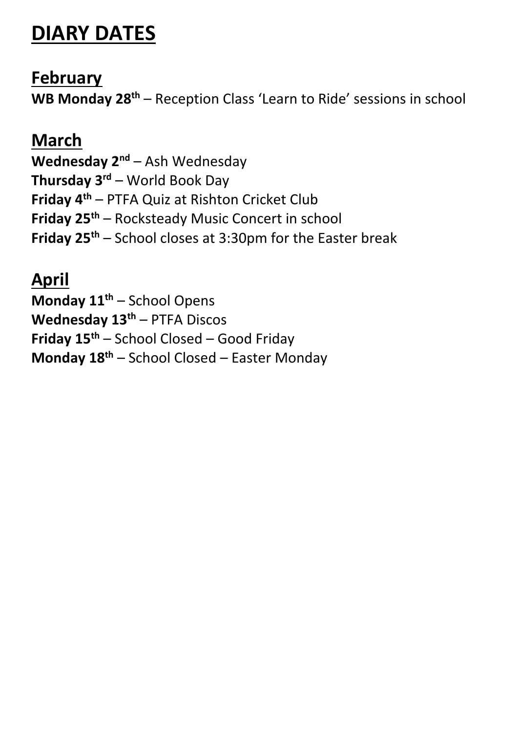# DIARY DATES

## February

**WB Monday 28th** – Reception Class 'Learn to Ride' sessions in school

## March

**Wednesday 2nd** – Ash Wednesday
**Thursday 3rd** – World Book Day
**Friday 4th** – PTFA Quiz at Rishton Cricket Club
**Friday 25th** – Rocksteady Music Concert in school
**Friday 25th** – School closes at 3:30pm for the Easter break

## April

**Monday 11th** – School Opens
**Wednesday 13th** – PTFA Discos
**Friday 15th** – School Closed – Good Friday
**Monday 18th** – School Closed – Easter Monday